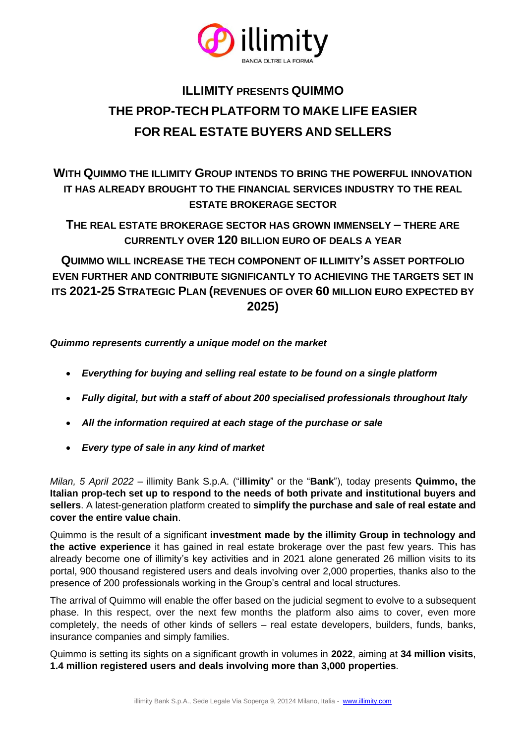# ILLIMITY PRESENTS QUIMMO THE PROP-TECH PLATFORM TO MAKE LIFE EASIER FOR REAL ESTATE BUYERS AND SELLERS

## WITH QUIMMO THE ILLIMITY GROUP INTENDS TO BRING THE POWERFUL INNOVATION IT HAS ALREADY BROUGHT TO THE FINANCIAL SERVICES INDUSTRY TO THE REAL ESTATE BROKERAGE SECTOR

## THE REAL ESTATE BROKERAGE SECTOR HAS GROWN IMMENSELY – THERE ARE CURRENTLY OVER 120 BILLION EURO OF DEALS A YEAR

## QUIMMO WILL INCREASE THE TECH COMPONENT OF ILLIMITY'S ASSET PORTFOLIO EVEN FURTHER AND CONTRIBUTE SIGNIFICANTLY TO ACHIEVING THE TARGETS SET IN ITS 2021-25 STRATEGIC PLAN (REVENUES OF OVER 60 MILLION EURO EXPECTED BY 2025)

***Quimmo represents currently a unique model on the market***

- ***Everything for buying and selling real estate to be found on a single platform***
- ***Fully digital, but with a staff of about 200 specialised professionals throughout Italy***
- ***All the information required at each stage of the purchase or sale***
- ***Every type of sale in any kind of market***

*Milan, 5 April 2022* – illimity Bank S.p.A. ("**illimity**" or the "**Bank**"), today presents **Quimmo, the Italian prop-tech set up to respond to the needs of both private and institutional buyers and sellers**. A latest-generation platform created to **simplify the purchase and sale of real estate and cover the entire value chain**.

Quimmo is the result of a significant **investment made by the illimity Group in technology and the active experience** it has gained in real estate brokerage over the past few years. This has already become one of illimity's key activities and in 2021 alone generated 26 million visits to its portal, 900 thousand registered users and deals involving over 2,000 properties, thanks also to the presence of 200 professionals working in the Group's central and local structures.

The arrival of Quimmo will enable the offer based on the judicial segment to evolve to a subsequent phase. In this respect, over the next few months the platform also aims to cover, even more completely, the needs of other kinds of sellers – real estate developers, builders, funds, banks, insurance companies and simply families.

Quimmo is setting its sights on a significant growth in volumes in **2022**, aiming at **34 million visits**, **1.4 million registered users and deals involving more than 3,000 properties**.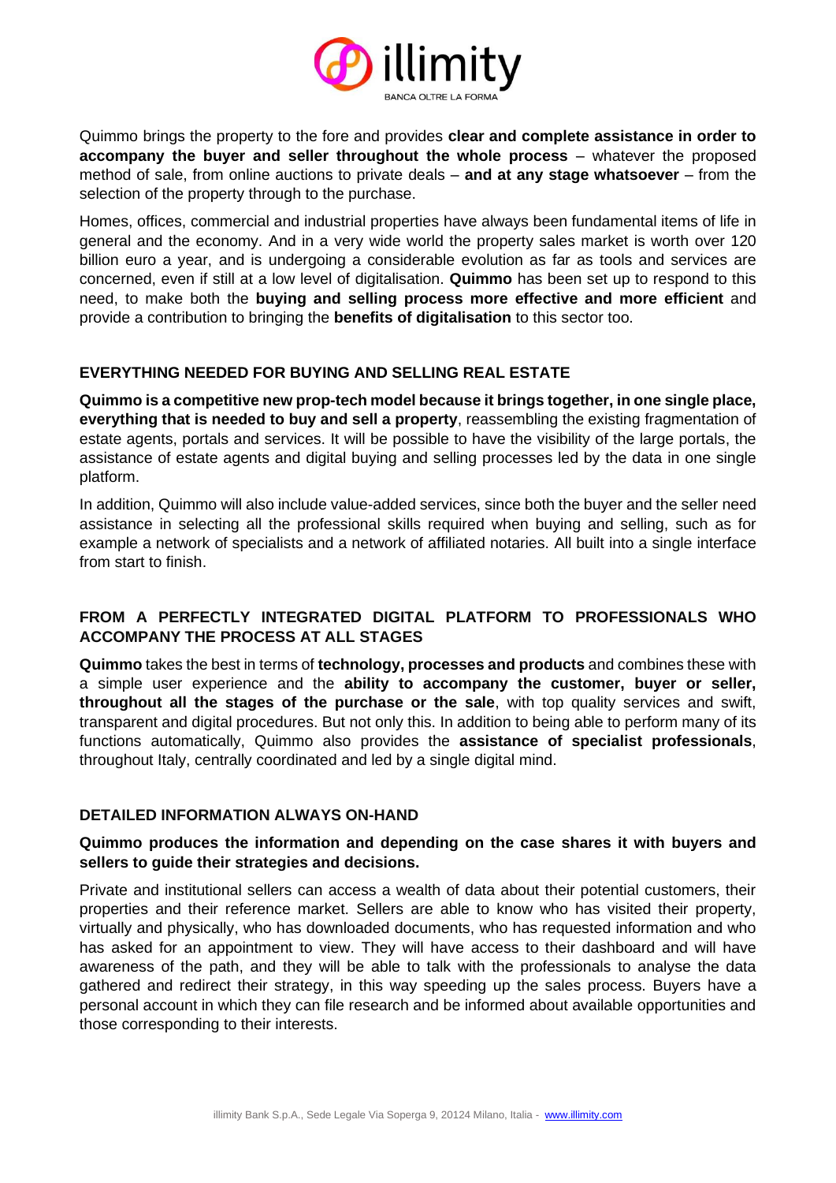Quimmo brings the property to the fore and provides **clear and complete assistance in order to accompany the buyer and seller throughout the whole process** – whatever the proposed method of sale, from online auctions to private deals – **and at any stage whatsoever** – from the selection of the property through to the purchase.

Homes, offices, commercial and industrial properties have always been fundamental items of life in general and the economy. And in a very wide world the property sales market is worth over 120 billion euro a year, and is undergoing a considerable evolution as far as tools and services are concerned, even if still at a low level of digitalisation. **Quimmo** has been set up to respond to this need, to make both the **buying and selling process more effective and more efficient** and provide a contribution to bringing the **benefits of digitalisation** to this sector too.

## EVERYTHING NEEDED FOR BUYING AND SELLING REAL ESTATE

**Quimmo is a competitive new prop-tech model because it brings together, in one single place, everything that is needed to buy and sell a property**, reassembling the existing fragmentation of estate agents, portals and services. It will be possible to have the visibility of the large portals, the assistance of estate agents and digital buying and selling processes led by the data in one single platform.

In addition, Quimmo will also include value-added services, since both the buyer and the seller need assistance in selecting all the professional skills required when buying and selling, such as for example a network of specialists and a network of affiliated notaries. All built into a single interface from start to finish.

## FROM A PERFECTLY INTEGRATED DIGITAL PLATFORM TO PROFESSIONALS WHO ACCOMPANY THE PROCESS AT ALL STAGES

**Quimmo** takes the best in terms of **technology, processes and products** and combines these with a simple user experience and the **ability to accompany the customer, buyer or seller, throughout all the stages of the purchase or the sale**, with top quality services and swift, transparent and digital procedures. But not only this. In addition to being able to perform many of its functions automatically, Quimmo also provides the **assistance of specialist professionals**, throughout Italy, centrally coordinated and led by a single digital mind.

## DETAILED INFORMATION ALWAYS ON-HAND

**Quimmo produces the information and depending on the case shares it with buyers and sellers to guide their strategies and decisions.**

Private and institutional sellers can access a wealth of data about their potential customers, their properties and their reference market. Sellers are able to know who has visited their property, virtually and physically, who has downloaded documents, who has requested information and who has asked for an appointment to view. They will have access to their dashboard and will have awareness of the path, and they will be able to talk with the professionals to analyse the data gathered and redirect their strategy, in this way speeding up the sales process. Buyers have a personal account in which they can file research and be informed about available opportunities and those corresponding to their interests.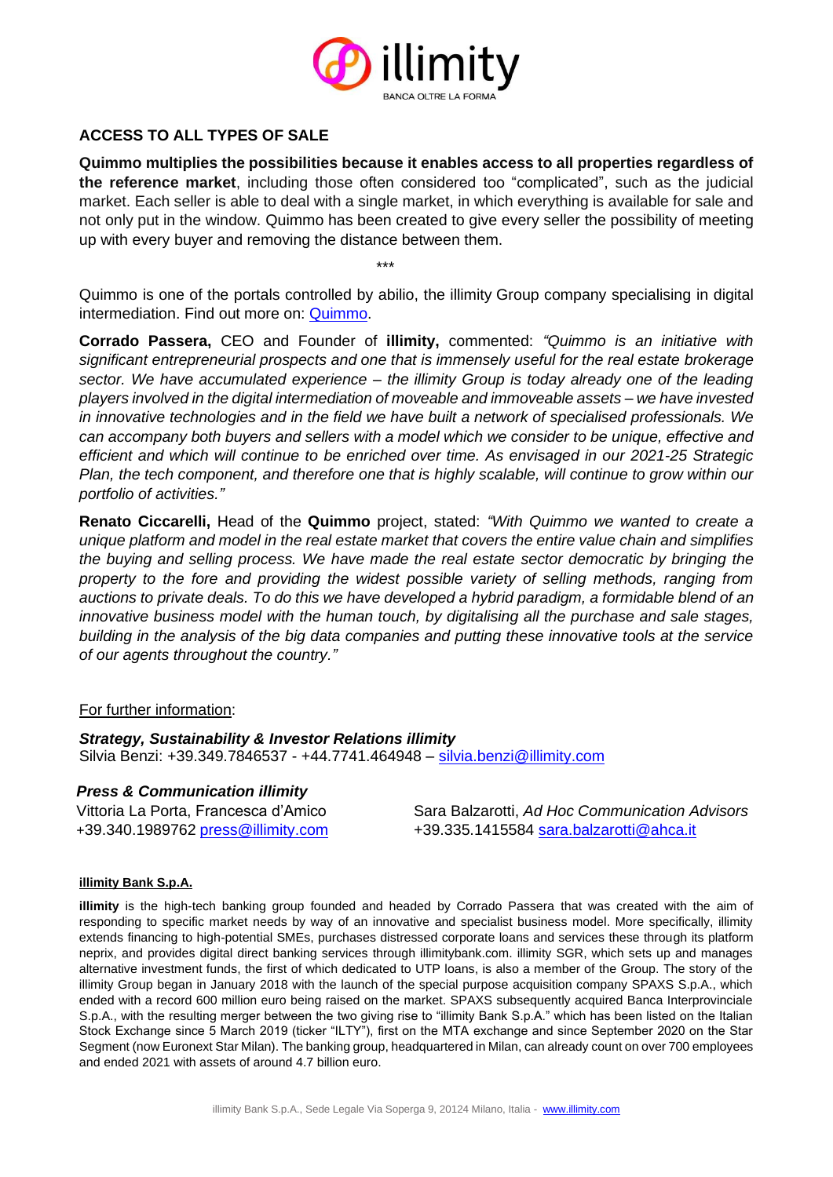## ACCESS TO ALL TYPES OF SALE

**Quimmo multiplies the possibilities because it enables access to all properties regardless of the reference market**, including those often considered too "complicated", such as the judicial market. Each seller is able to deal with a single market, in which everything is available for sale and not only put in the window. Quimmo has been created to give every seller the possibility of meeting up with every buyer and removing the distance between them.

\*\*\*

Quimmo is one of the portals controlled by abilio, the illimity Group company specialising in digital intermediation. Find out more on: [Quimmo](#).

**Corrado Passera,** CEO and Founder of **illimity,** commented: *"Quimmo is an initiative with significant entrepreneurial prospects and one that is immensely useful for the real estate brokerage sector. We have accumulated experience – the illimity Group is today already one of the leading players involved in the digital intermediation of moveable and immoveable assets – we have invested in innovative technologies and in the field we have built a network of specialised professionals. We can accompany both buyers and sellers with a model which we consider to be unique, effective and efficient and which will continue to be enriched over time. As envisaged in our 2021-25 Strategic Plan, the tech component, and therefore one that is highly scalable, will continue to grow within our portfolio of activities."*

**Renato Ciccarelli,** Head of the **Quimmo** project, stated: *"With Quimmo we wanted to create a unique platform and model in the real estate market that covers the entire value chain and simplifies the buying and selling process. We have made the real estate sector democratic by bringing the property to the fore and providing the widest possible variety of selling methods, ranging from auctions to private deals. To do this we have developed a hybrid paradigm, a formidable blend of an innovative business model with the human touch, by digitalising all the purchase and sale stages, building in the analysis of the big data companies and putting these innovative tools at the service of our agents throughout the country."*

For further information:

***Strategy, Sustainability & Investor Relations illimity***
Silvia Benzi: +39.349.7846537 - +44.7741.464948 – silvia.benzi@illimity.com

***Press & Communication illimity***
Vittoria La Porta, Francesca d'Amico
+39.340.1989762 press@illimity.com

Sara Balzarotti, *Ad Hoc Communication Advisors*
+39.335.1415584 sara.balzarotti@ahca.it

**illimity Bank S.p.A.**

**illimity** is the high-tech banking group founded and headed by Corrado Passera that was created with the aim of responding to specific market needs by way of an innovative and specialist business model. More specifically, illimity extends financing to high-potential SMEs, purchases distressed corporate loans and services these through its platform neprix, and provides digital direct banking services through illimitybank.com. illimity SGR, which sets up and manages alternative investment funds, the first of which dedicated to UTP loans, is also a member of the Group. The story of the illimity Group began in January 2018 with the launch of the special purpose acquisition company SPAXS S.p.A., which ended with a record 600 million euro being raised on the market. SPAXS subsequently acquired Banca Interprovinciale S.p.A., with the resulting merger between the two giving rise to "illimity Bank S.p.A." which has been listed on the Italian Stock Exchange since 5 March 2019 (ticker "ILTY"), first on the MTA exchange and since September 2020 on the Star Segment (now Euronext Star Milan). The banking group, headquartered in Milan, can already count on over 700 employees and ended 2021 with assets of around 4.7 billion euro.